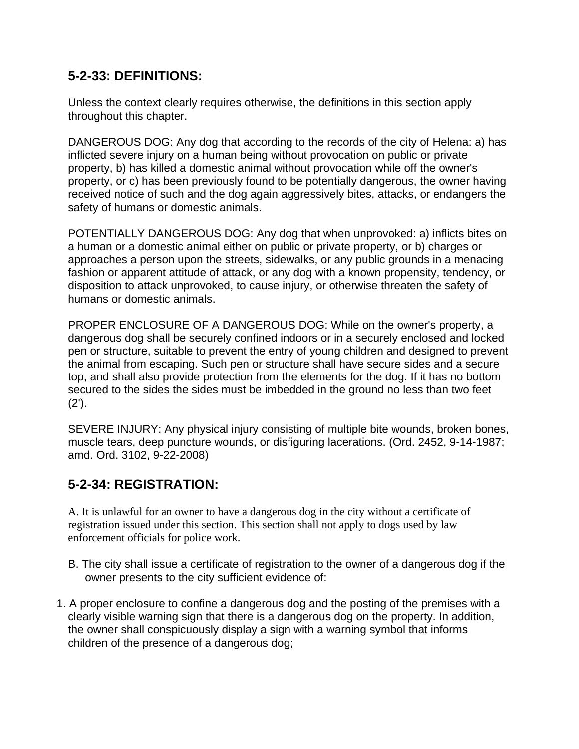## 5-2-33: DEFINITIONS:

Unless the context clearly requires otherwise, the definitions in this section apply throughout this chapter.

DANGEROUS DOG: Any dog that according to the records of the city of Helena: a) has inflicted severe injury on a human being without provocation on public or private property, b) has killed a domestic animal without provocation while off the owner's property, or c) has been previously found to be potentially dangerous, the owner having received notice of such and the dog again aggressively bites, attacks, or endangers the safety of humans or domestic animals.

POTENTIALLY DANGEROUS DOG: Any dog that when unprovoked: a) inflicts bites on a human or a domestic animal either on public or private property, or b) charges or approaches a person upon the streets, sidewalks, or any public grounds in a menacing fashion or apparent attitude of attack, or any dog with a known propensity, tendency, or disposition to attack unprovoked, to cause injury, or otherwise threaten the safety of humans or domestic animals.

PROPER ENCLOSURE OF A DANGEROUS DOG: While on the owner's property, a dangerous dog shall be securely confined indoors or in a securely enclosed and locked pen or structure, suitable to prevent the entry of young children and designed to prevent the animal from escaping. Such pen or structure shall have secure sides and a secure top, and shall also provide protection from the elements for the dog. If it has no bottom secured to the sides the sides must be imbedded in the ground no less than two feet (2').

SEVERE INJURY: Any physical injury consisting of multiple bite wounds, broken bones, muscle tears, deep puncture wounds, or disfiguring lacerations. (Ord. 2452, 9-14-1987; amd. Ord. 3102, 9-22-2008)

## 5-2-34: REGISTRATION:

A. It is unlawful for an owner to have a dangerous dog in the city without a certificate of registration issued under this section. This section shall not apply to dogs used by law enforcement officials for police work.

B. The city shall issue a certificate of registration to the owner of a dangerous dog if the owner presents to the city sufficient evidence of:

1. A proper enclosure to confine a dangerous dog and the posting of the premises with a clearly visible warning sign that there is a dangerous dog on the property. In addition, the owner shall conspicuously display a sign with a warning symbol that informs children of the presence of a dangerous dog;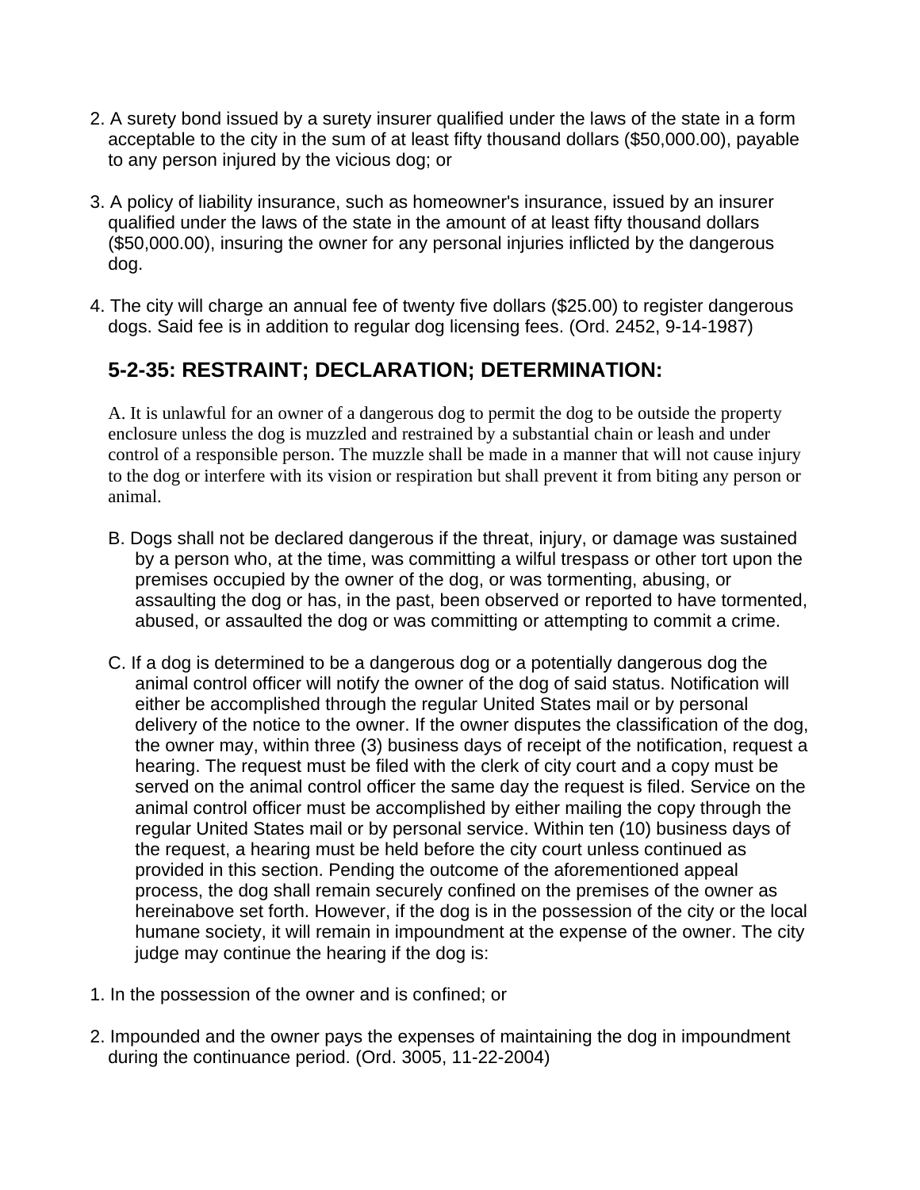2. A surety bond issued by a surety insurer qualified under the laws of the state in a form acceptable to the city in the sum of at least fifty thousand dollars ($50,000.00), payable to any person injured by the vicious dog; or

3. A policy of liability insurance, such as homeowner's insurance, issued by an insurer qualified under the laws of the state in the amount of at least fifty thousand dollars ($50,000.00), insuring the owner for any personal injuries inflicted by the dangerous dog.

4. The city will charge an annual fee of twenty five dollars ($25.00) to register dangerous dogs. Said fee is in addition to regular dog licensing fees. (Ord. 2452, 9-14-1987)

## 5-2-35: RESTRAINT; DECLARATION; DETERMINATION:

A. It is unlawful for an owner of a dangerous dog to permit the dog to be outside the property enclosure unless the dog is muzzled and restrained by a substantial chain or leash and under control of a responsible person. The muzzle shall be made in a manner that will not cause injury to the dog or interfere with its vision or respiration but shall prevent it from biting any person or animal.

B. Dogs shall not be declared dangerous if the threat, injury, or damage was sustained by a person who, at the time, was committing a wilful trespass or other tort upon the premises occupied by the owner of the dog, or was tormenting, abusing, or assaulting the dog or has, in the past, been observed or reported to have tormented, abused, or assaulted the dog or was committing or attempting to commit a crime.

C. If a dog is determined to be a dangerous dog or a potentially dangerous dog the animal control officer will notify the owner of the dog of said status. Notification will either be accomplished through the regular United States mail or by personal delivery of the notice to the owner. If the owner disputes the classification of the dog, the owner may, within three (3) business days of receipt of the notification, request a hearing. The request must be filed with the clerk of city court and a copy must be served on the animal control officer the same day the request is filed. Service on the animal control officer must be accomplished by either mailing the copy through the regular United States mail or by personal service. Within ten (10) business days of the request, a hearing must be held before the city court unless continued as provided in this section. Pending the outcome of the aforementioned appeal process, the dog shall remain securely confined on the premises of the owner as hereinabove set forth. However, if the dog is in the possession of the city or the local humane society, it will remain in impoundment at the expense of the owner. The city judge may continue the hearing if the dog is:

1. In the possession of the owner and is confined; or

2. Impounded and the owner pays the expenses of maintaining the dog in impoundment during the continuance period. (Ord. 3005, 11-22-2004)